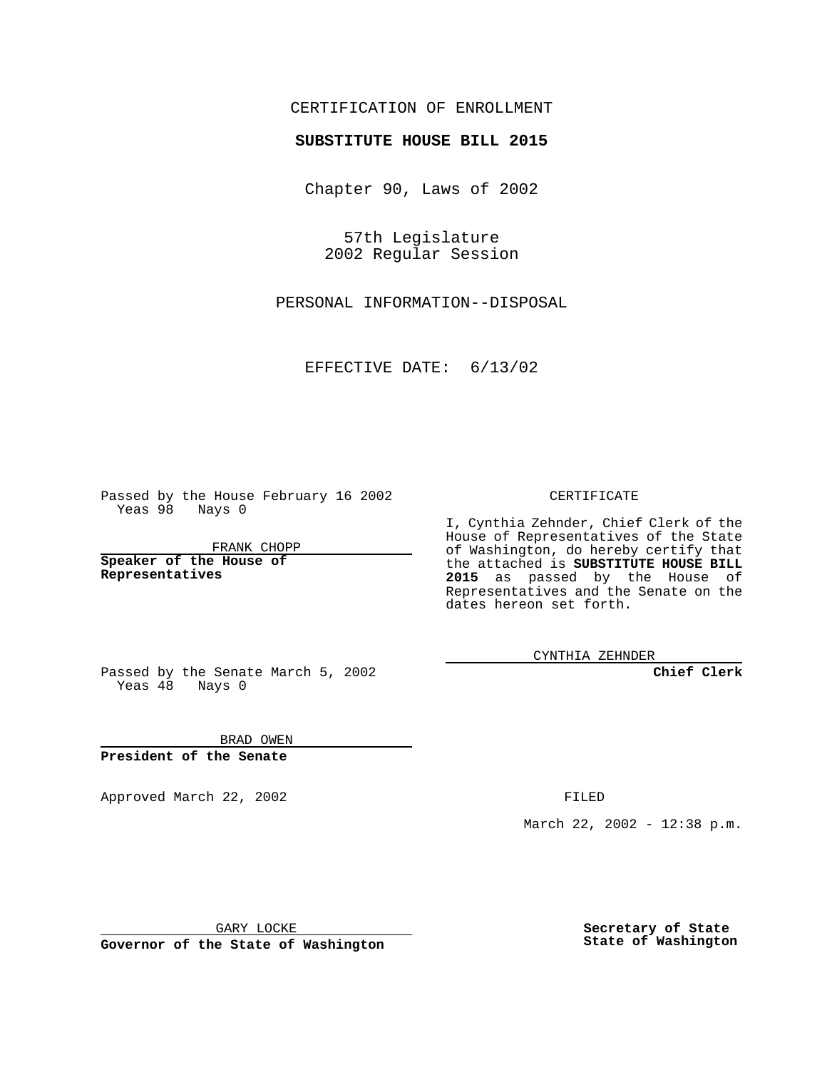CERTIFICATION OF ENROLLMENT

**SUBSTITUTE HOUSE BILL 2015**

Chapter 90, Laws of 2002

57th Legislature
2002 Regular Session

PERSONAL INFORMATION--DISPOSAL

EFFECTIVE DATE: 6/13/02

Passed by the House February 16 2002
Yeas 98 Nays 0

FRANK CHOPP

**Speaker of the House of Representatives**

Passed by the Senate March 5, 2002
Yeas 48 Nays 0

BRAD OWEN

**President of the Senate**

Approved March 22, 2002

GARY LOCKE

**Governor of the State of Washington**

CERTIFICATE

I, Cynthia Zehnder, Chief Clerk of the House of Representatives of the State of Washington, do hereby certify that the attached is **SUBSTITUTE HOUSE BILL 2015** as passed by the House of Representatives and the Senate on the dates hereon set forth.

CYNTHIA ZEHNDER

**Chief Clerk**

FILED

March 22, 2002 - 12:38 p.m.

**Secretary of State**
**State of Washington**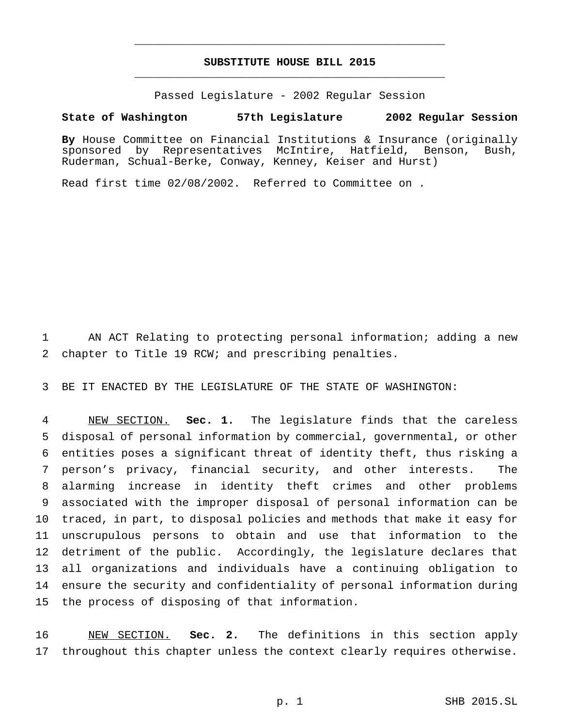# SUBSTITUTE HOUSE BILL 2015

Passed Legislature - 2002 Regular Session

**State of Washington 57th Legislature 2002 Regular Session**

**By** House Committee on Financial Institutions & Insurance (originally sponsored by Representatives McIntire, Hatfield, Benson, Bush, Ruderman, Schual-Berke, Conway, Kenney, Keiser and Hurst)

Read first time 02/08/2002. Referred to Committee on .

AN ACT Relating to protecting personal information; adding a new chapter to Title 19 RCW; and prescribing penalties.

BE IT ENACTED BY THE LEGISLATURE OF THE STATE OF WASHINGTON:

NEW SECTION. **Sec. 1.** The legislature finds that the careless disposal of personal information by commercial, governmental, or other entities poses a significant threat of identity theft, thus risking a person's privacy, financial security, and other interests. The alarming increase in identity theft crimes and other problems associated with the improper disposal of personal information can be traced, in part, to disposal policies and methods that make it easy for unscrupulous persons to obtain and use that information to the detriment of the public. Accordingly, the legislature declares that all organizations and individuals have a continuing obligation to ensure the security and confidentiality of personal information during the process of disposing of that information.

NEW SECTION. **Sec. 2.** The definitions in this section apply throughout this chapter unless the context clearly requires otherwise.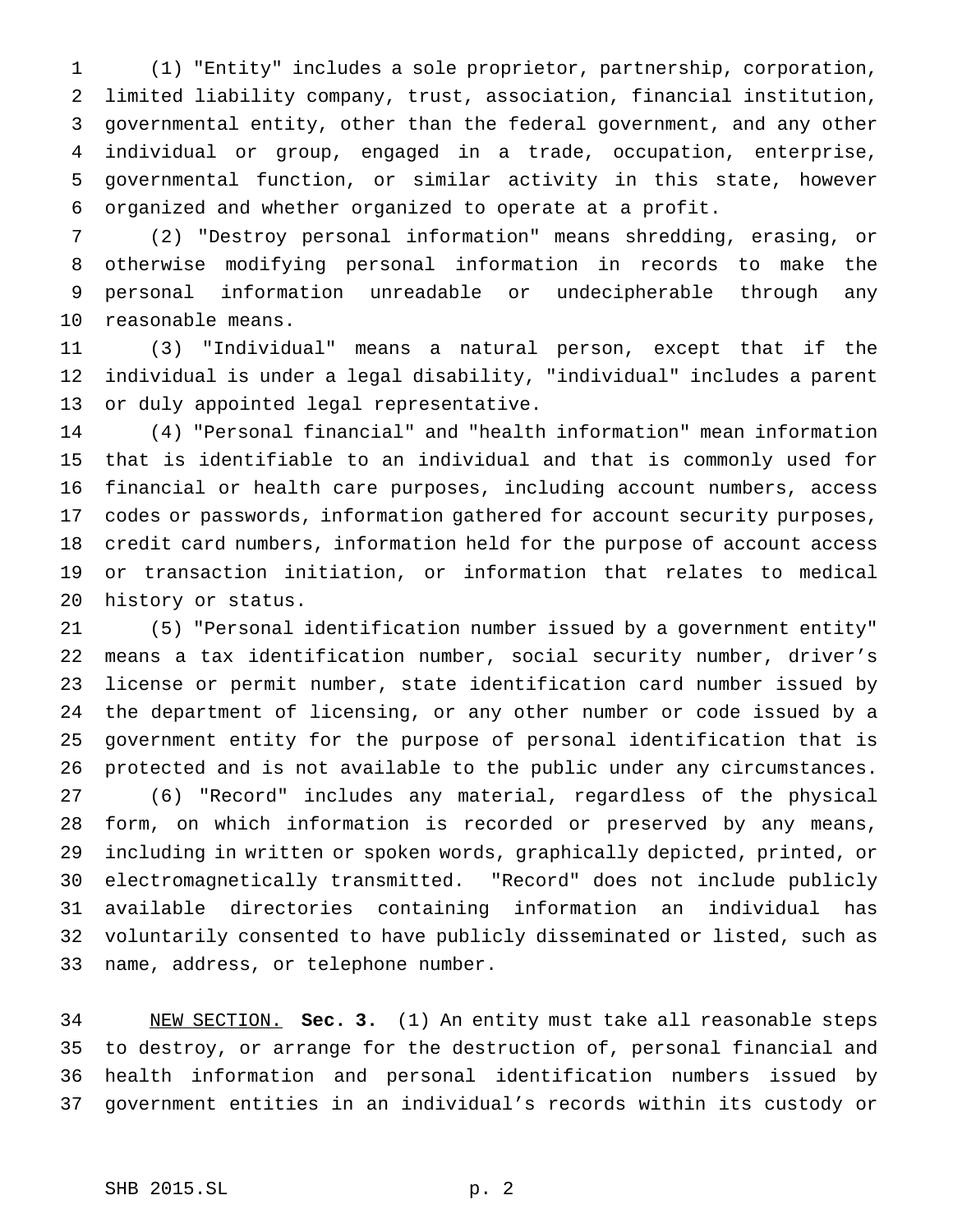(1) "Entity" includes a sole proprietor, partnership, corporation, limited liability company, trust, association, financial institution, governmental entity, other than the federal government, and any other individual or group, engaged in a trade, occupation, enterprise, governmental function, or similar activity in this state, however organized and whether organized to operate at a profit.

(2) "Destroy personal information" means shredding, erasing, or otherwise modifying personal information in records to make the personal information unreadable or undecipherable through any reasonable means.

(3) "Individual" means a natural person, except that if the individual is under a legal disability, "individual" includes a parent or duly appointed legal representative.

(4) "Personal financial" and "health information" mean information that is identifiable to an individual and that is commonly used for financial or health care purposes, including account numbers, access codes or passwords, information gathered for account security purposes, credit card numbers, information held for the purpose of account access or transaction initiation, or information that relates to medical history or status.

(5) "Personal identification number issued by a government entity" means a tax identification number, social security number, driver's license or permit number, state identification card number issued by the department of licensing, or any other number or code issued by a government entity for the purpose of personal identification that is protected and is not available to the public under any circumstances.

(6) "Record" includes any material, regardless of the physical form, on which information is recorded or preserved by any means, including in written or spoken words, graphically depicted, printed, or electromagnetically transmitted. "Record" does not include publicly available directories containing information an individual has voluntarily consented to have publicly disseminated or listed, such as name, address, or telephone number.

NEW SECTION. **Sec. 3.** (1) An entity must take all reasonable steps to destroy, or arrange for the destruction of, personal financial and health information and personal identification numbers issued by government entities in an individual's records within its custody or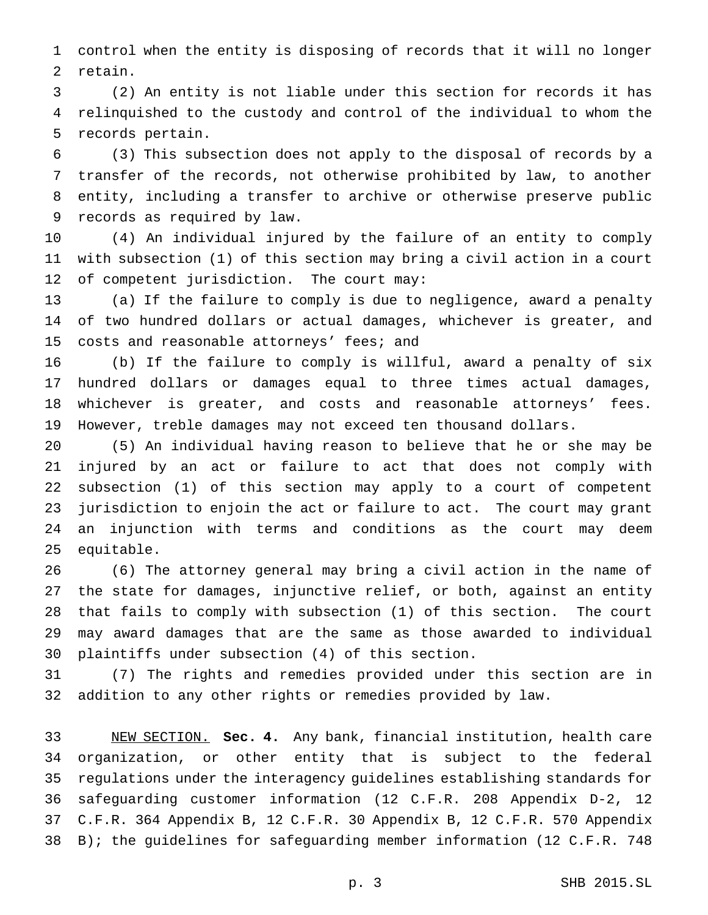control when the entity is disposing of records that it will no longer retain.

(2) An entity is not liable under this section for records it has relinquished to the custody and control of the individual to whom the records pertain.

(3) This subsection does not apply to the disposal of records by a transfer of the records, not otherwise prohibited by law, to another entity, including a transfer to archive or otherwise preserve public records as required by law.

(4) An individual injured by the failure of an entity to comply with subsection (1) of this section may bring a civil action in a court of competent jurisdiction. The court may:

(a) If the failure to comply is due to negligence, award a penalty of two hundred dollars or actual damages, whichever is greater, and costs and reasonable attorneys' fees; and

(b) If the failure to comply is willful, award a penalty of six hundred dollars or damages equal to three times actual damages, whichever is greater, and costs and reasonable attorneys' fees. However, treble damages may not exceed ten thousand dollars.

(5) An individual having reason to believe that he or she may be injured by an act or failure to act that does not comply with subsection (1) of this section may apply to a court of competent jurisdiction to enjoin the act or failure to act. The court may grant an injunction with terms and conditions as the court may deem equitable.

(6) The attorney general may bring a civil action in the name of the state for damages, injunctive relief, or both, against an entity that fails to comply with subsection (1) of this section. The court may award damages that are the same as those awarded to individual plaintiffs under subsection (4) of this section.

(7) The rights and remedies provided under this section are in addition to any other rights or remedies provided by law.

NEW SECTION. **Sec. 4.** Any bank, financial institution, health care organization, or other entity that is subject to the federal regulations under the interagency guidelines establishing standards for safeguarding customer information (12 C.F.R. 208 Appendix D-2, 12 C.F.R. 364 Appendix B, 12 C.F.R. 30 Appendix B, 12 C.F.R. 570 Appendix B); the guidelines for safeguarding member information (12 C.F.R. 748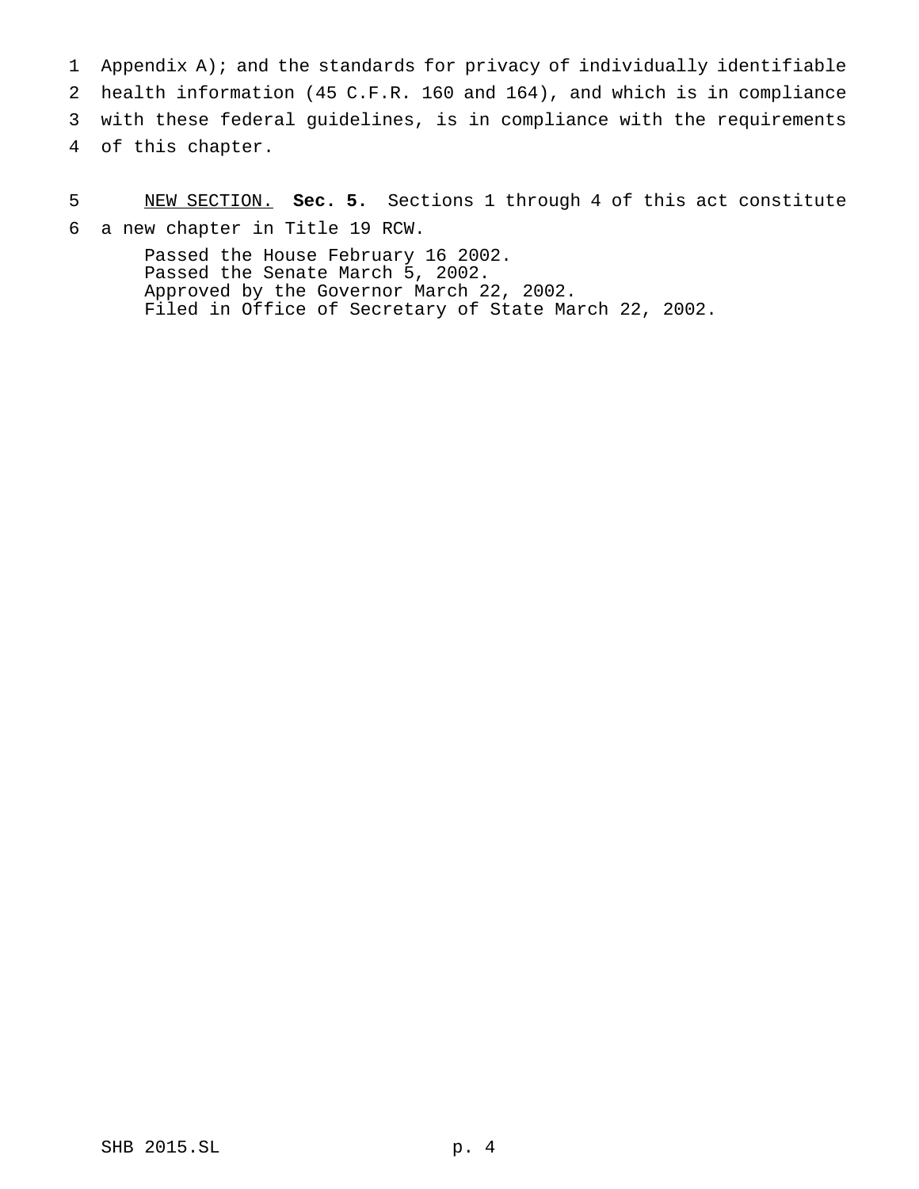Appendix A); and the standards for privacy of individually identifiable health information (45 C.F.R. 160 and 164), and which is in compliance with these federal guidelines, is in compliance with the requirements of this chapter.

NEW SECTION. **Sec. 5.** Sections 1 through 4 of this act constitute a new chapter in Title 19 RCW.

Passed the House February 16 2002.
Passed the Senate March 5, 2002.
Approved by the Governor March 22, 2002.
Filed in Office of Secretary of State March 22, 2002.